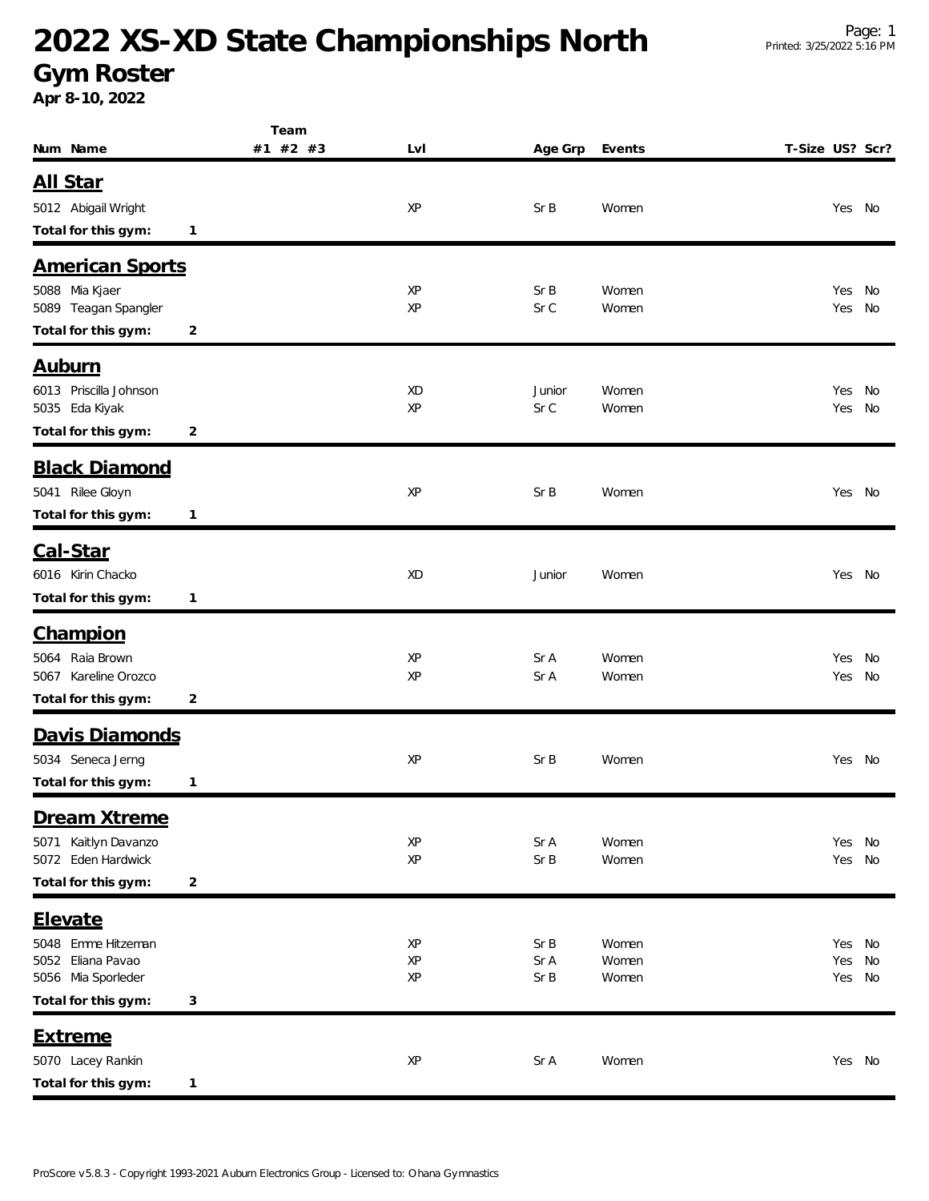# 2022 XS-XD State Championships North

## Gym Roster

**Apr 8-10, 2022**

| Num | Name | Team #1 | #2 | #3 | Lvl | Age Grp | Events | T-Size | US? | Scr? |
|---|---|---|---|---|---|---|---|---|---|---|
| **All Star** | | | | | | | | | | |
| 5012 | Abigail Wright | | | | XP | Sr B | Women | | Yes | No |
| **Total for this gym:** | 1 | | | | | | | | | |
| **American Sports** | | | | | | | | | | |
| 5088 | Mia Kjaer | | | | XP | Sr B | Women | | Yes | No |
| 5089 | Teagan Spangler | | | | XP | Sr C | Women | | Yes | No |
| **Total for this gym:** | 2 | | | | | | | | | |
| **Auburn** | | | | | | | | | | |
| 6013 | Priscilla Johnson | | | | XD | Junior | Women | | Yes | No |
| 5035 | Eda Kiyak | | | | XP | Sr C | Women | | Yes | No |
| **Total for this gym:** | 2 | | | | | | | | | |
| **Black Diamond** | | | | | | | | | | |
| 5041 | Rilee Gloyn | | | | XP | Sr B | Women | | Yes | No |
| **Total for this gym:** | 1 | | | | | | | | | |
| **Cal-Star** | | | | | | | | | | |
| 6016 | Kirin Chacko | | | | XD | Junior | Women | | Yes | No |
| **Total for this gym:** | 1 | | | | | | | | | |
| **Champion** | | | | | | | | | | |
| 5064 | Raia Brown | | | | XP | Sr A | Women | | Yes | No |
| 5067 | Kareline Orozco | | | | XP | Sr A | Women | | Yes | No |
| **Total for this gym:** | 2 | | | | | | | | | |
| **Davis Diamonds** | | | | | | | | | | |
| 5034 | Seneca Jerng | | | | XP | Sr B | Women | | Yes | No |
| **Total for this gym:** | 1 | | | | | | | | | |
| **Dream Xtreme** | | | | | | | | | | |
| 5071 | Kaitlyn Davanzo | | | | XP | Sr A | Women | | Yes | No |
| 5072 | Eden Hardwick | | | | XP | Sr B | Women | | Yes | No |
| **Total for this gym:** | 2 | | | | | | | | | |
| **Elevate** | | | | | | | | | | |
| 5048 | Emme Hitzeman | | | | XP | Sr B | Women | | Yes | No |
| 5052 | Eliana Pavao | | | | XP | Sr A | Women | | Yes | No |
| 5056 | Mia Sporleder | | | | XP | Sr B | Women | | Yes | No |
| **Total for this gym:** | 3 | | | | | | | | | |
| **Extreme** | | | | | | | | | | |
| 5070 | Lacey Rankin | | | | XP | Sr A | Women | | Yes | No |
| **Total for this gym:** | 1 | | | | | | | | | |

ProScore v5.8.3 - Copyright 1993-2021 Auburn Electronics Group - Licensed to: Ohana Gymnastics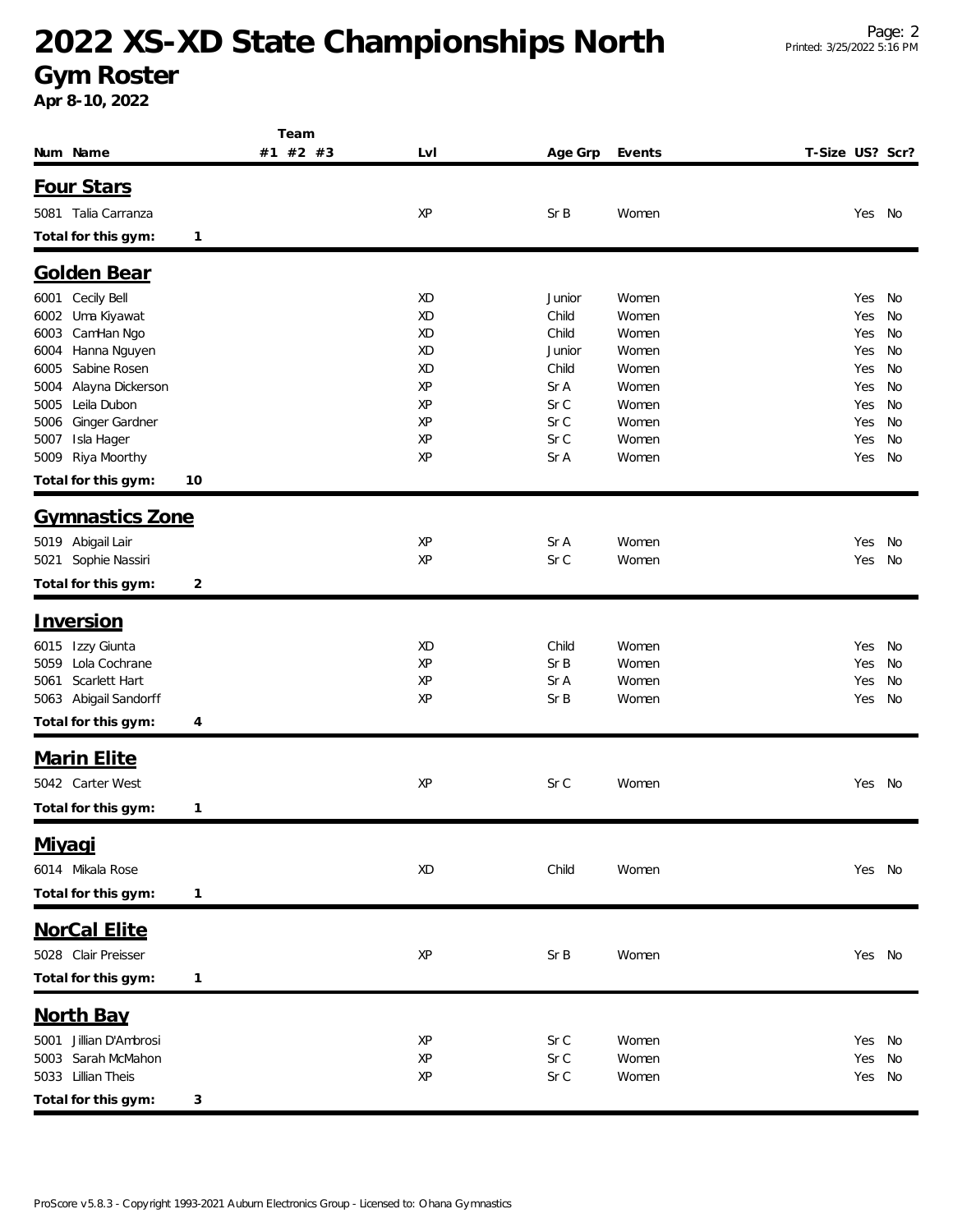# 2022 XS-XD State Championships North

## Gym Roster

**Apr 8-10, 2022**

| Num | Name | Team #1 | #2 | #3 | Lvl | Age Grp | Events | T-Size | US? | Scr? |
|---|---|---|---|---|---|---|---|---|---|---|

### Four Stars

| Num | Name | Team #1 | #2 | #3 | Lvl | Age Grp | Events | T-Size | US? | Scr? |
|---|---|---|---|---|---|---|---|---|---|---|
| 5081 | Talia Carranza | | | | XP | Sr B | Women | | Yes | No |

**Total for this gym:** 1

### Golden Bear

| Num | Name | Team #1 | #2 | #3 | Lvl | Age Grp | Events | T-Size | US? | Scr? |
|---|---|---|---|---|---|---|---|---|---|---|
| 6001 | Cecily Bell | | | | XD | Junior | Women | | Yes | No |
| 6002 | Uma Kiyawat | | | | XD | Child | Women | | Yes | No |
| 6003 | CamHan Ngo | | | | XD | Child | Women | | Yes | No |
| 6004 | Hanna Nguyen | | | | XD | Junior | Women | | Yes | No |
| 6005 | Sabine Rosen | | | | XD | Child | Women | | Yes | No |
| 5004 | Alayna Dickerson | | | | XP | Sr A | Women | | Yes | No |
| 5005 | Leila Dubon | | | | XP | Sr C | Women | | Yes | No |
| 5006 | Ginger Gardner | | | | XP | Sr C | Women | | Yes | No |
| 5007 | Isla Hager | | | | XP | Sr C | Women | | Yes | No |
| 5009 | Riya Moorthy | | | | XP | Sr A | Women | | Yes | No |

**Total for this gym:** 10

### Gymnastics Zone

| Num | Name | Team #1 | #2 | #3 | Lvl | Age Grp | Events | T-Size | US? | Scr? |
|---|---|---|---|---|---|---|---|---|---|---|
| 5019 | Abigail Lair | | | | XP | Sr A | Women | | Yes | No |
| 5021 | Sophie Nassiri | | | | XP | Sr C | Women | | Yes | No |

**Total for this gym:** 2

### Inversion

| Num | Name | Team #1 | #2 | #3 | Lvl | Age Grp | Events | T-Size | US? | Scr? |
|---|---|---|---|---|---|---|---|---|---|---|
| 6015 | Izzy Giunta | | | | XD | Child | Women | | Yes | No |
| 5059 | Lola Cochrane | | | | XP | Sr B | Women | | Yes | No |
| 5061 | Scarlett Hart | | | | XP | Sr A | Women | | Yes | No |
| 5063 | Abigail Sandorff | | | | XP | Sr B | Women | | Yes | No |

**Total for this gym:** 4

### Marin Elite

| Num | Name | Team #1 | #2 | #3 | Lvl | Age Grp | Events | T-Size | US? | Scr? |
|---|---|---|---|---|---|---|---|---|---|---|
| 5042 | Carter West | | | | XP | Sr C | Women | | Yes | No |

**Total for this gym:** 1

### Miyagi

| Num | Name | Team #1 | #2 | #3 | Lvl | Age Grp | Events | T-Size | US? | Scr? |
|---|---|---|---|---|---|---|---|---|---|---|
| 6014 | Mikala Rose | | | | XD | Child | Women | | Yes | No |

**Total for this gym:** 1

### NorCal Elite

| Num | Name | Team #1 | #2 | #3 | Lvl | Age Grp | Events | T-Size | US? | Scr? |
|---|---|---|---|---|---|---|---|---|---|---|
| 5028 | Clair Preisser | | | | XP | Sr B | Women | | Yes | No |

**Total for this gym:** 1

### North Bay

| Num | Name | Team #1 | #2 | #3 | Lvl | Age Grp | Events | T-Size | US? | Scr? |
|---|---|---|---|---|---|---|---|---|---|---|
| 5001 | Jillian D'Ambrosi | | | | XP | Sr C | Women | | Yes | No |
| 5003 | Sarah McMahon | | | | XP | Sr C | Women | | Yes | No |
| 5033 | Lillian Theis | | | | XP | Sr C | Women | | Yes | No |

**Total for this gym:** 3

ProScore v5.8.3 - Copyright 1993-2021 Auburn Electronics Group - Licensed to: Ohana Gymnastics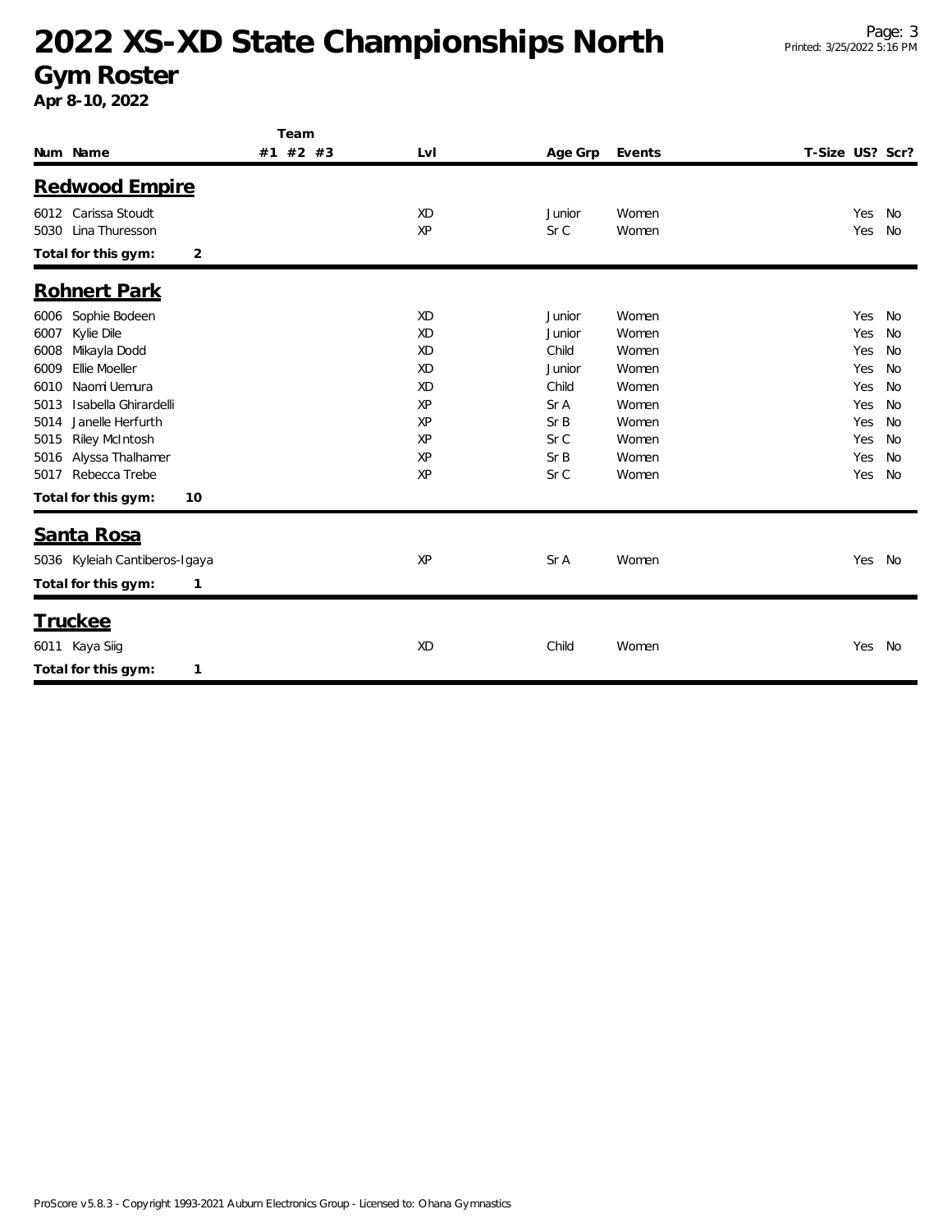# 2022 XS-XD State Championships North

## Gym Roster

**Apr 8-10, 2022**

| Num | Name | Team #1 | #2 | #3 | Lvl | Age Grp | Events | T-Size | US? | Scr? |
|---|---|---|---|---|---|---|---|---|---|---|
| **Redwood Empire** | | | | | | | | | | |
| 6012 | Carissa Stoudt | | | | XD | Junior | Women | | Yes | No |
| 5030 | Lina Thuresson | | | | XP | Sr C | Women | | Yes | No |
| **Total for this gym:** | **2** | | | | | | | | | |
| **Rohnert Park** | | | | | | | | | | |
| 6006 | Sophie Bodeen | | | | XD | Junior | Women | | Yes | No |
| 6007 | Kylie Dile | | | | XD | Junior | Women | | Yes | No |
| 6008 | Mikayla Dodd | | | | XD | Child | Women | | Yes | No |
| 6009 | Ellie Moeller | | | | XD | Junior | Women | | Yes | No |
| 6010 | Naomi Uemura | | | | XD | Child | Women | | Yes | No |
| 5013 | Isabella Ghirardelli | | | | XP | Sr A | Women | | Yes | No |
| 5014 | Janelle Herfurth | | | | XP | Sr B | Women | | Yes | No |
| 5015 | Riley McIntosh | | | | XP | Sr C | Women | | Yes | No |
| 5016 | Alyssa Thalhamer | | | | XP | Sr B | Women | | Yes | No |
| 5017 | Rebecca Trebe | | | | XP | Sr C | Women | | Yes | No |
| **Total for this gym:** | **10** | | | | | | | | | |
| **Santa Rosa** | | | | | | | | | | |
| 5036 | Kyleiah Cantiberos-Igaya | | | | XP | Sr A | Women | | Yes | No |
| **Total for this gym:** | **1** | | | | | | | | | |
| **Truckee** | | | | | | | | | | |
| 6011 | Kaya Siig | | | | XD | Child | Women | | Yes | No |
| **Total for this gym:** | **1** | | | | | | | | | |

ProScore v5.8.3 - Copyright 1993-2021 Auburn Electronics Group - Licensed to: Ohana Gymnastics